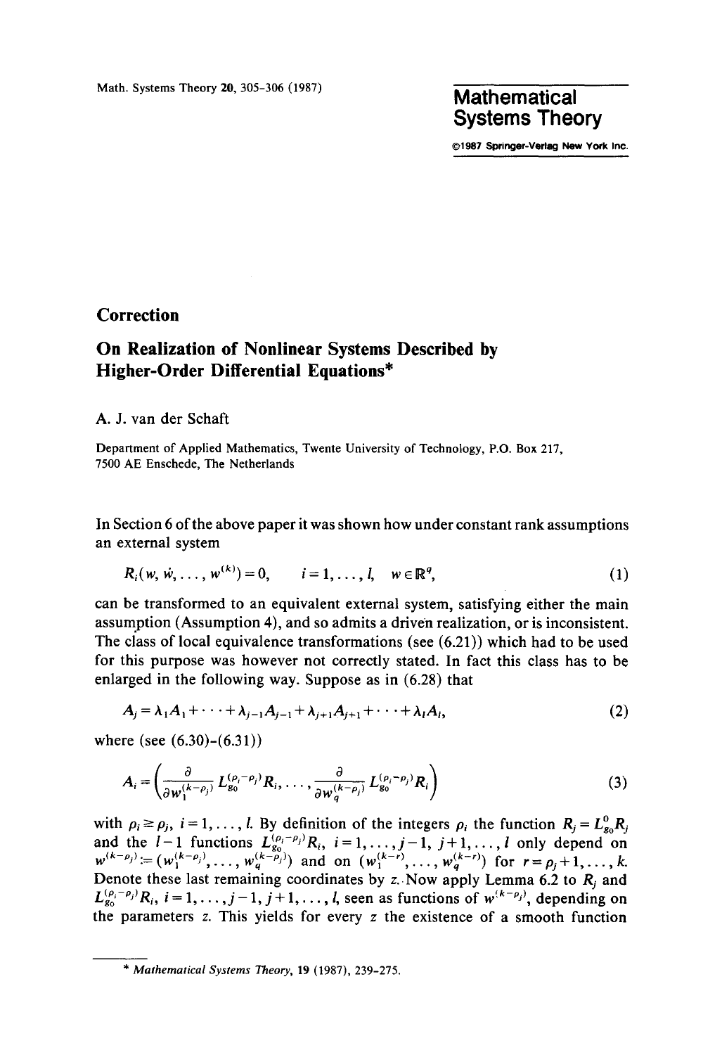# Correction

## On Realization of Nonlinear Systems Described by Higher-Order Differential Equations*

A. J. van der Schaft

Department of Applied Mathematics, Twente University of Technology, P.O. Box 217, 7500 AE Enschede, The Netherlands

In Section 6 of the above paper it was shown how under constant rank assumptions an external system

$$R_i(w, \dot{w}, \ldots, w^{(k)}) = 0, \qquad i = 1, \ldots, l, \quad w \in \mathbb{R}^q, \tag{1}$$

can be transformed to an equivalent external system, satisfying either the main assumption (Assumption 4), and so admits a driven realization, or is inconsistent. The class of local equivalence transformations (see (6.21)) which had to be used for this purpose was however not correctly stated. In fact this class has to be enlarged in the following way. Suppose as in (6.28) that

$$A_j = \lambda_1 A_1 + \cdots + \lambda_{j-1} A_{j-1} + \lambda_{j+1} A_{j+1} + \cdots + \lambda_l A_l, \tag{2}$$

where (see (6.30)–(6.31))

$$A_i = \left( \frac{\partial}{\partial w_1^{(k-\rho_j)}} L_{g_0}^{(\rho_i - \rho_j)} R_i, \ldots, \frac{\partial}{\partial w_q^{(k-\rho_j)}} L_{g_0}^{(\rho_i - \rho_j)} R_i \right) \tag{3}$$

with $\rho_i \geq \rho_j$, $i = 1, \ldots, l$. By definition of the integers $\rho_i$ the function $R_j = L_{g_0}^0 R_j$ and the $l-1$ functions $L_{g_0}^{(\rho_i - \rho_j)} R_i$, $i = 1, \ldots, j-1, j+1, \ldots, l$ only depend on $w^{(k-\rho_j)} := (w_1^{(k-\rho_j)}, \ldots, w_q^{(k-\rho_j)})$ and on $(w_1^{(k-r)}, \ldots, w_q^{(k-r)})$ for $r = \rho_j + 1, \ldots, k$. Denote these last remaining coordinates by $z$. Now apply Lemma 6.2 to $R_j$ and $L_{g_0}^{(\rho_i - \rho_j)} R_i$, $i = 1, \ldots, j-1, j+1, \ldots, l$, seen as functions of $w^{(k-\rho_j)}$, depending on the parameters $z$. This yields for every $z$ the existence of a smooth function

---

\* *Mathematical Systems Theory*, 19 (1987), 239–275.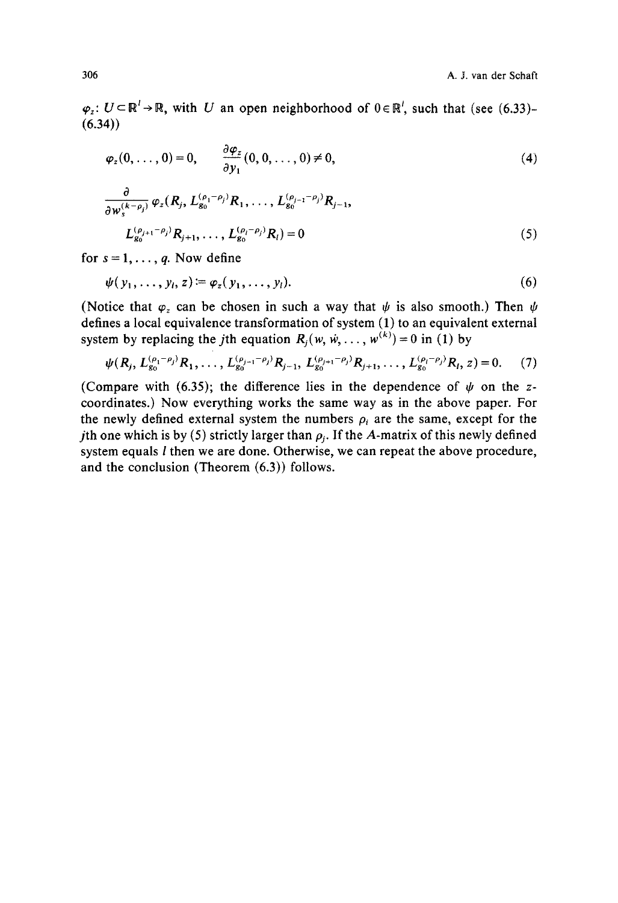$\varphi_z$: $U \subset \mathbb{R}^l \to \mathbb{R}$, with $U$ an open neighborhood of $0 \in \mathbb{R}^l$, such that (see (6.33)–(6.34))

$$\varphi_z(0, \ldots, 0) = 0, \qquad \frac{\partial \varphi_z}{\partial y_1}(0, 0, \ldots, 0) \neq 0, \tag{4}$$

$$\frac{\partial}{\partial w_s^{(k-\rho_j)}} \varphi_z(R_j, L_{g_0}^{(\rho_1-\rho_j)} R_1, \ldots, L_{g_0}^{(\rho_{j-1}-\rho_j)} R_{j-1}, \\ L_{g_0}^{(\rho_{j+1}-\rho_j)} R_{j+1}, \ldots, L_{g_0}^{(\rho_l-\rho_j)} R_l) = 0 \tag{5}$$

for $s = 1, \ldots, q$. Now define

$$\psi(y_1, \ldots, y_l, z) := \varphi_z(y_1, \ldots, y_l). \tag{6}$$

(Notice that $\varphi_z$ can be chosen in such a way that $\psi$ is also smooth.) Then $\psi$ defines a local equivalence transformation of system (1) to an equivalent external system by replacing the $j$th equation $R_j(w, \dot{w}, \ldots, w^{(k)}) = 0$ in (1) by

$$\psi(R_j, L_{g_0}^{(\rho_1-\rho_j)} R_1, \ldots, L_{g_0}^{(\rho_{j-1}-\rho_j)} R_{j-1}, L_{g_0}^{(\rho_{j+1}-\rho_j)} R_{j+1}, \ldots, L_{g_0}^{(\rho_l-\rho_j)} R_l, z) = 0. \tag{7}$$

(Compare with (6.35); the difference lies in the dependence of $\psi$ on the $z$-coordinates.) Now everything works the same way as in the above paper. For the newly defined external system the numbers $\rho_i$ are the same, except for the $j$th one which is by (5) strictly larger than $\rho_j$. If the $A$-matrix of this newly defined system equals $I$ then we are done. Otherwise, we can repeat the above procedure, and the conclusion (Theorem (6.3)) follows.